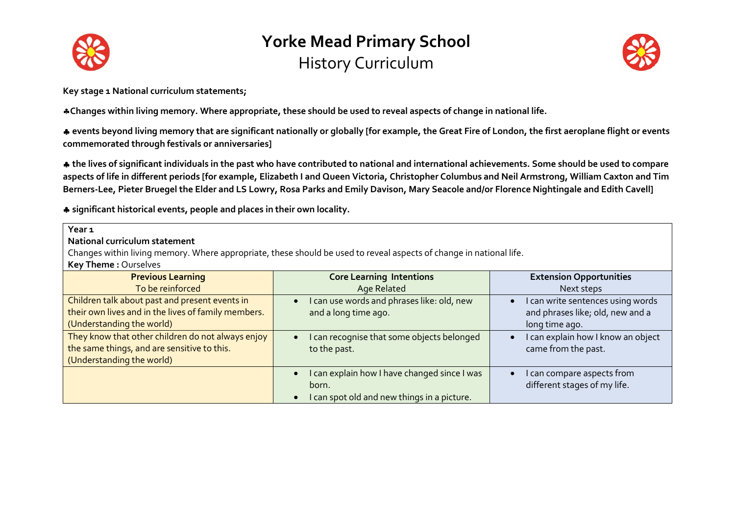# Yorke Mead Primary School

## History Curriculum

**Key stage 1 National curriculum statements;**

**♣Changes within living memory. Where appropriate, these should be used to reveal aspects of change in national life.**

**♣ events beyond living memory that are significant nationally or globally [for example, the Great Fire of London, the first aeroplane flight or events commemorated through festivals or anniversaries]**

**♣ the lives of significant individuals in the past who have contributed to national and international achievements. Some should be used to compare aspects of life in different periods [for example, Elizabeth I and Queen Victoria, Christopher Columbus and Neil Armstrong, William Caxton and Tim Berners-Lee, Pieter Bruegel the Elder and LS Lowry, Rosa Parks and Emily Davison, Mary Seacole and/or Florence Nightingale and Edith Cavell]**

**♣ significant historical events, people and places in their own locality.**

**Year 1**

**National curriculum statement**

Changes within living memory. Where appropriate, these should be used to reveal aspects of change in national life.

**Key Theme :** Ourselves

| **Previous Learning**<br>To be reinforced | **Core Learning Intentions**<br>Age Related | **Extension Opportunities**<br>Next steps |
|---|---|---|
| Children talk about past and present events in their own lives and in the lives of family members. (Understanding the world) | • I can use words and phrases like: old, new and a long time ago. | • I can write sentences using words and phrases like; old, new and a long time ago. |
| They know that other children do not always enjoy the same things, and are sensitive to this. (Understanding the world) | • I can recognise that some objects belonged to the past. | • I can explain how I know an object came from the past. |
| | • I can explain how I have changed since I was born.<br>• I can spot old and new things in a picture. | • I can compare aspects from different stages of my life. |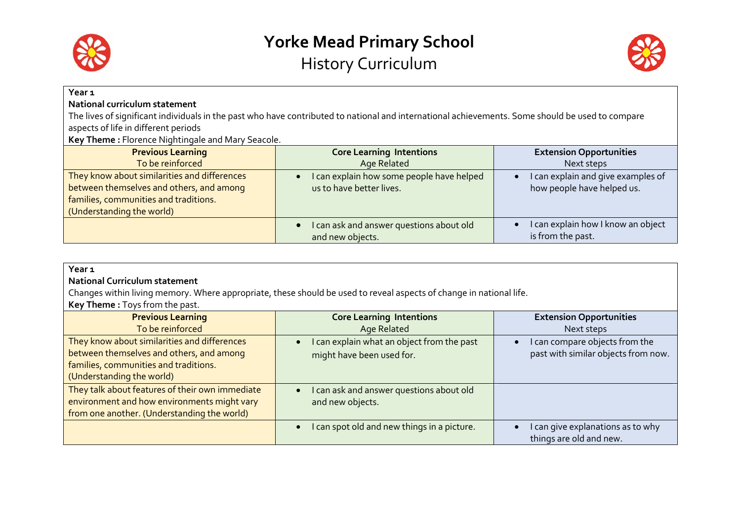# Yorke Mead Primary School

## History Curriculum

**Year 1**

**National curriculum statement**

The lives of significant individuals in the past who have contributed to national and international achievements. Some should be used to compare aspects of life in different periods

**Key Theme :** Florence Nightingale and Mary Seacole.

| **Previous Learning**<br>To be reinforced | **Core Learning Intentions**<br>Age Related | **Extension Opportunities**<br>Next steps |
|---|---|---|
| They know about similarities and differences between themselves and others, and among families, communities and traditions. (Understanding the world) | • I can explain how some people have helped us to have better lives. | • I can explain and give examples of how people have helped us. |
| | • I can ask and answer questions about old and new objects. | • I can explain how I know an object is from the past. |

**Year 1**

**National Curriculum statement**

Changes within living memory. Where appropriate, these should be used to reveal aspects of change in national life.

**Key Theme :** Toys from the past.

| **Previous Learning**<br>To be reinforced | **Core Learning Intentions**<br>Age Related | **Extension Opportunities**<br>Next steps |
|---|---|---|
| They know about similarities and differences between themselves and others, and among families, communities and traditions. (Understanding the world) | • I can explain what an object from the past might have been used for. | • I can compare objects from the past with similar objects from now. |
| They talk about features of their own immediate environment and how environments might vary from one another. (Understanding the world) | • I can ask and answer questions about old and new objects. | |
| | • I can spot old and new things in a picture. | • I can give explanations as to why things are old and new. |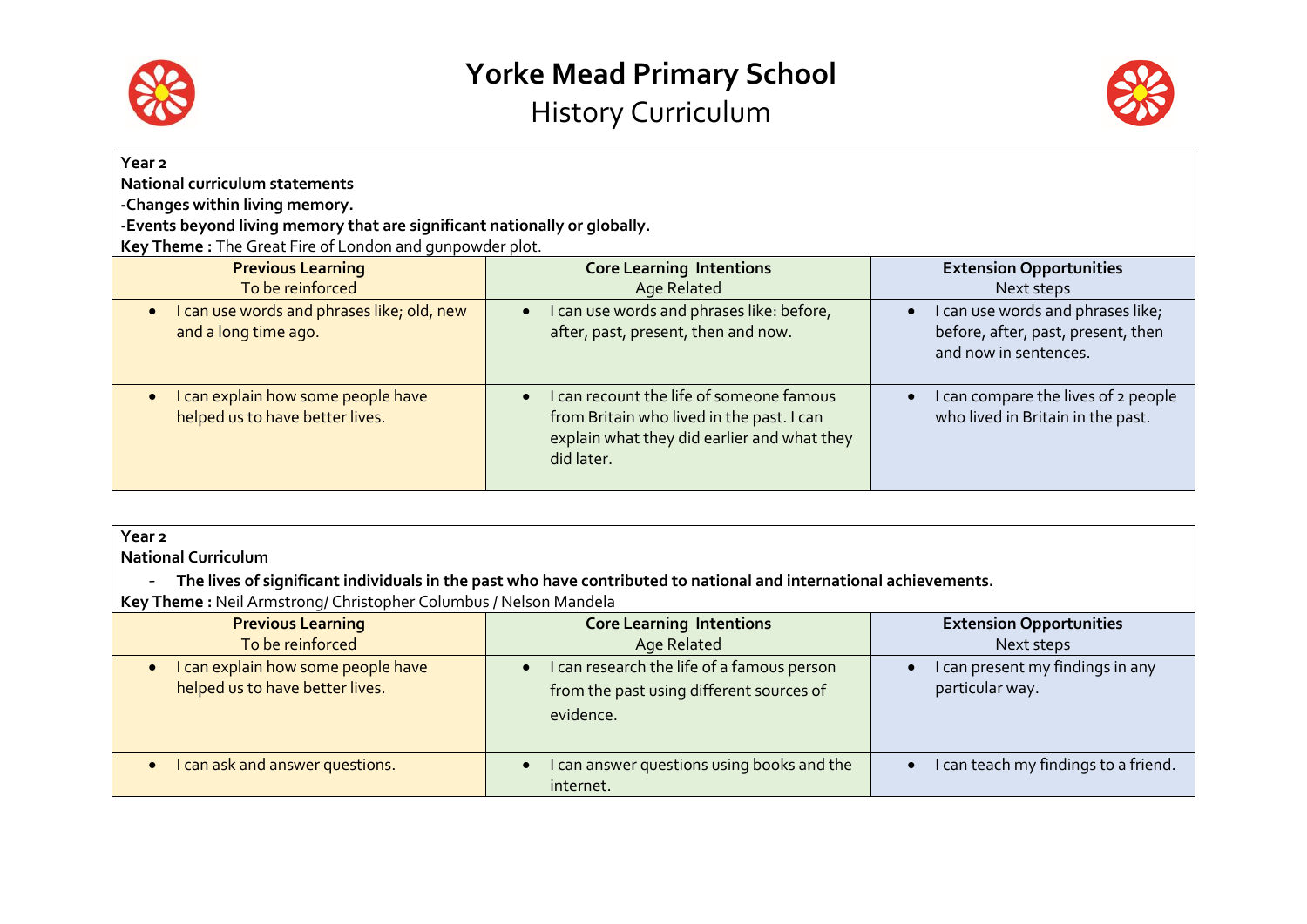# Yorke Mead Primary School

## History Curriculum

**Year 2**
**National curriculum statements**
**-Changes within living memory.**
**-Events beyond living memory that are significant nationally or globally.**
**Key Theme :** The Great Fire of London and gunpowder plot.

| **Previous Learning**<br>To be reinforced | **Core Learning Intentions**<br>Age Related | **Extension Opportunities**<br>Next steps |
|---|---|---|
| • I can use words and phrases like; old, new and a long time ago. | • I can use words and phrases like: before, after, past, present, then and now. | • I can use words and phrases like; before, after, past, present, then and now in sentences. |
| • I can explain how some people have helped us to have better lives. | • I can recount the life of someone famous from Britain who lived in the past. I can explain what they did earlier and what they did later. | • I can compare the lives of 2 people who lived in Britain in the past. |

**Year 2**
**National Curriculum**

- **The lives of significant individuals in the past who have contributed to national and international achievements.**

**Key Theme :** Neil Armstrong/ Christopher Columbus / Nelson Mandela

| **Previous Learning**<br>To be reinforced | **Core Learning Intentions**<br>Age Related | **Extension Opportunities**<br>Next steps |
|---|---|---|
| • I can explain how some people have helped us to have better lives. | • I can research the life of a famous person from the past using different sources of evidence. | • I can present my findings in any particular way. |
| • I can ask and answer questions. | • I can answer questions using books and the internet. | • I can teach my findings to a friend. |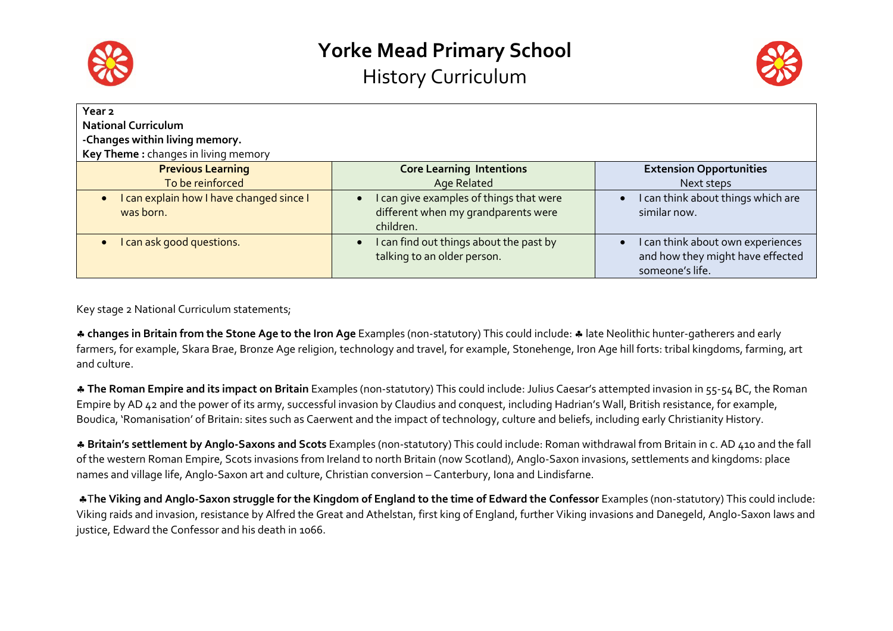# Yorke Mead Primary School

## History Curriculum

**Year 2**
**National Curriculum**
**-Changes within living memory.**
**Key Theme :** changes in living memory

| **Previous Learning**<br>To be reinforced | **Core Learning Intentions**<br>Age Related | **Extension Opportunities**<br>Next steps |
|---|---|---|
| • I can explain how I have changed since I was born. | • I can give examples of things that were different when my grandparents were children. | • I can think about things which are similar now. |
| • I can ask good questions. | • I can find out things about the past by talking to an older person. | • I can think about own experiences and how they might have effected someone's life. |

Key stage 2 National Curriculum statements;

♣ **changes in Britain from the Stone Age to the Iron Age** Examples (non-statutory) This could include: ♣ late Neolithic hunter-gatherers and early farmers, for example, Skara Brae, Bronze Age religion, technology and travel, for example, Stonehenge, Iron Age hill forts: tribal kingdoms, farming, art and culture.

♣ **The Roman Empire and its impact on Britain** Examples (non-statutory) This could include: Julius Caesar's attempted invasion in 55-54 BC, the Roman Empire by AD 42 and the power of its army, successful invasion by Claudius and conquest, including Hadrian's Wall, British resistance, for example, Boudica, 'Romanisation' of Britain: sites such as Caerwent and the impact of technology, culture and beliefs, including early Christianity History.

♣ **Britain's settlement by Anglo-Saxons and Scots** Examples (non-statutory) This could include: Roman withdrawal from Britain in c. AD 410 and the fall of the western Roman Empire, Scots invasions from Ireland to north Britain (now Scotland), Anglo-Saxon invasions, settlements and kingdoms: place names and village life, Anglo-Saxon art and culture, Christian conversion – Canterbury, Iona and Lindisfarne.

♣**The Viking and Anglo-Saxon struggle for the Kingdom of England to the time of Edward the Confessor** Examples (non-statutory) This could include: Viking raids and invasion, resistance by Alfred the Great and Athelstan, first king of England, further Viking invasions and Danegeld, Anglo-Saxon laws and justice, Edward the Confessor and his death in 1066.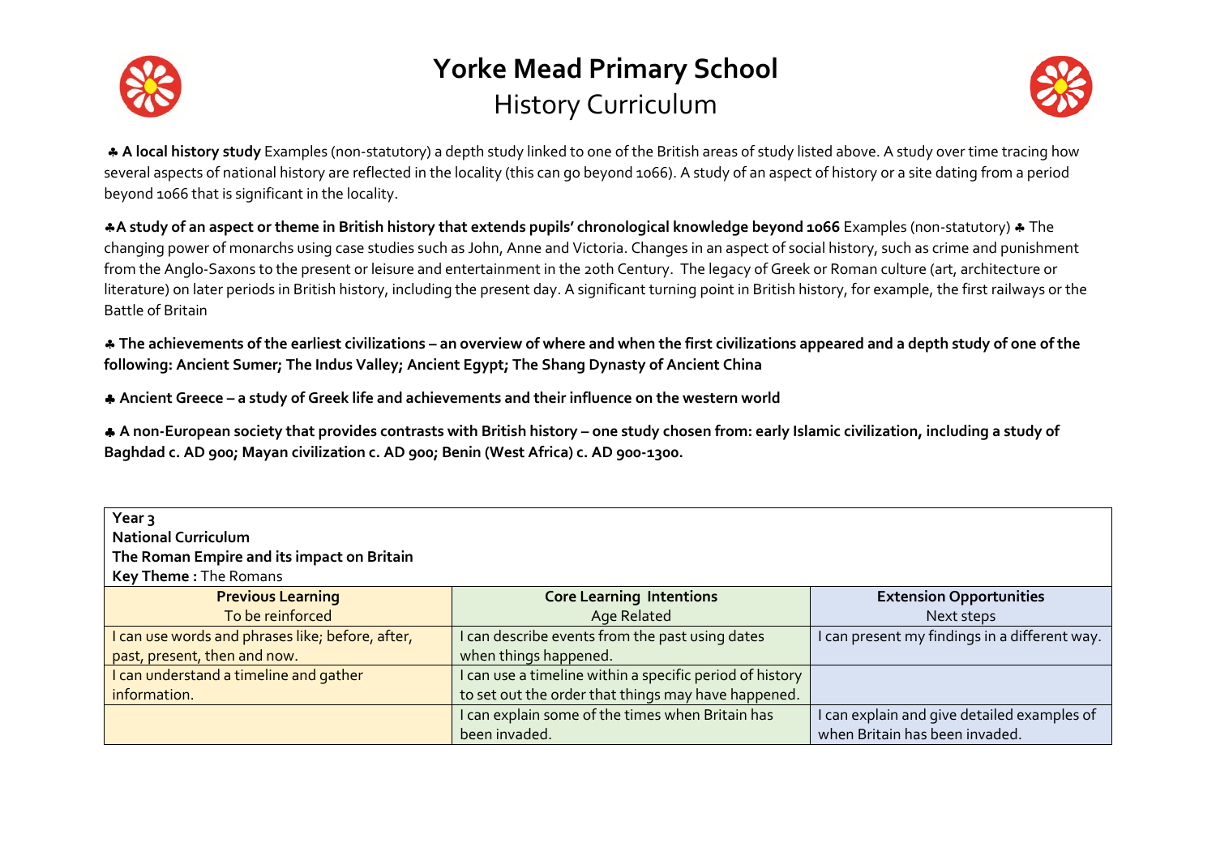# Yorke Mead Primary School

## History Curriculum

♣ **A local history study** Examples (non-statutory) a depth study linked to one of the British areas of study listed above. A study over time tracing how several aspects of national history are reflected in the locality (this can go beyond 1066). A study of an aspect of history or a site dating from a period beyond 1066 that is significant in the locality.

♣**A study of an aspect or theme in British history that extends pupils' chronological knowledge beyond 1066** Examples (non-statutory) ♣ The changing power of monarchs using case studies such as John, Anne and Victoria. Changes in an aspect of social history, such as crime and punishment from the Anglo-Saxons to the present or leisure and entertainment in the 20th Century. The legacy of Greek or Roman culture (art, architecture or literature) on later periods in British history, including the present day. A significant turning point in British history, for example, the first railways or the Battle of Britain

♣ **The achievements of the earliest civilizations – an overview of where and when the first civilizations appeared and a depth study of one of the following: Ancient Sumer; The Indus Valley; Ancient Egypt; The Shang Dynasty of Ancient China**

♣ **Ancient Greece – a study of Greek life and achievements and their influence on the western world**

♣ **A non-European society that provides contrasts with British history – one study chosen from: early Islamic civilization, including a study of Baghdad c. AD 900; Mayan civilization c. AD 900; Benin (West Africa) c. AD 900-1300.**

**Year 3**
**National Curriculum**
**The Roman Empire and its impact on Britain**
**Key Theme :** The Romans

| **Previous Learning**<br>To be reinforced | **Core Learning Intentions**<br>Age Related | **Extension Opportunities**<br>Next steps |
|---|---|---|
| I can use words and phrases like; before, after, past, present, then and now. | I can describe events from the past using dates when things happened. | I can present my findings in a different way. |
| I can understand a timeline and gather information. | I can use a timeline within a specific period of history to set out the order that things may have happened. | |
| | I can explain some of the times when Britain has been invaded. | I can explain and give detailed examples of when Britain has been invaded. |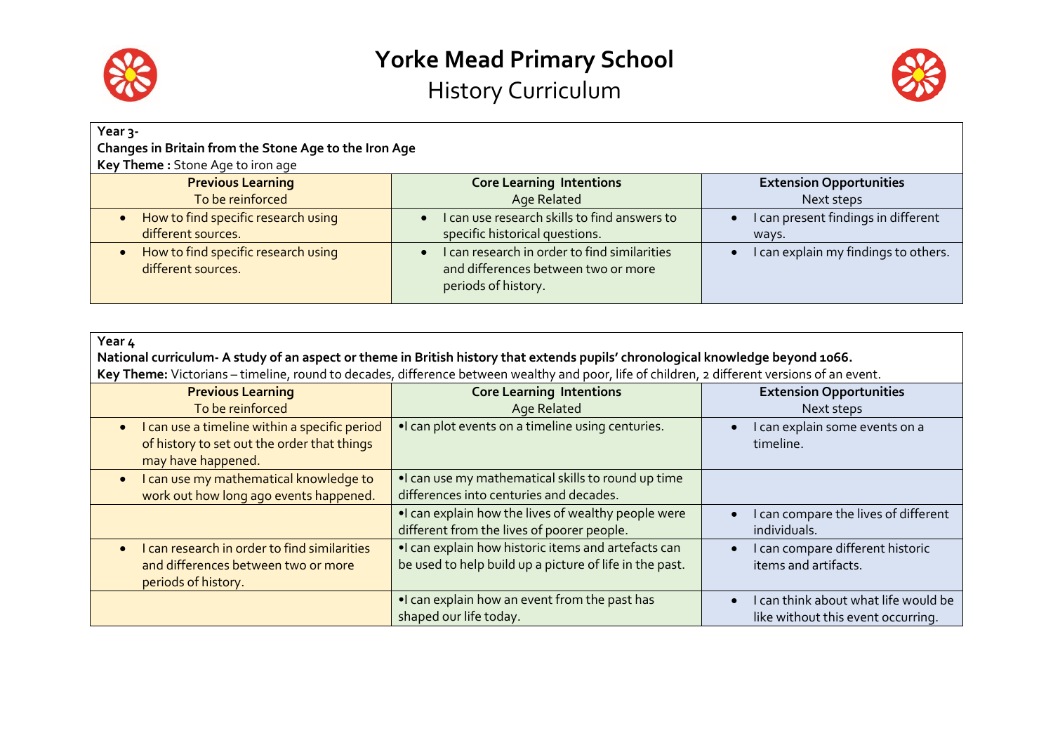# Yorke Mead Primary School

## History Curriculum

**Year 3-**
**Changes in Britain from the Stone Age to the Iron Age**
**Key Theme :** Stone Age to iron age

| **Previous Learning**<br>To be reinforced | **Core Learning Intentions**<br>Age Related | **Extension Opportunities**<br>Next steps |
|---|---|---|
| • How to find specific research using different sources. | • I can use research skills to find answers to specific historical questions. | • I can present findings in different ways. |
| • How to find specific research using different sources. | • I can research in order to find similarities and differences between two or more periods of history. | • I can explain my findings to others. |

**Year 4**
**National curriculum- A study of an aspect or theme in British history that extends pupils' chronological knowledge beyond 1066.**
**Key Theme:** Victorians – timeline, round to decades, difference between wealthy and poor, life of children, 2 different versions of an event.

| **Previous Learning**<br>To be reinforced | **Core Learning Intentions**<br>Age Related | **Extension Opportunities**<br>Next steps |
|---|---|---|
| • I can use a timeline within a specific period of history to set out the order that things may have happened. | • I can plot events on a timeline using centuries. | • I can explain some events on a timeline. |
| • I can use my mathematical knowledge to work out how long ago events happened. | • I can use my mathematical skills to round up time differences into centuries and decades. | |
| | • I can explain how the lives of wealthy people were different from the lives of poorer people. | • I can compare the lives of different individuals. |
| • I can research in order to find similarities and differences between two or more periods of history. | • I can explain how historic items and artefacts can be used to help build up a picture of life in the past. | • I can compare different historic items and artifacts. |
| | • I can explain how an event from the past has shaped our life today. | • I can think about what life would be like without this event occurring. |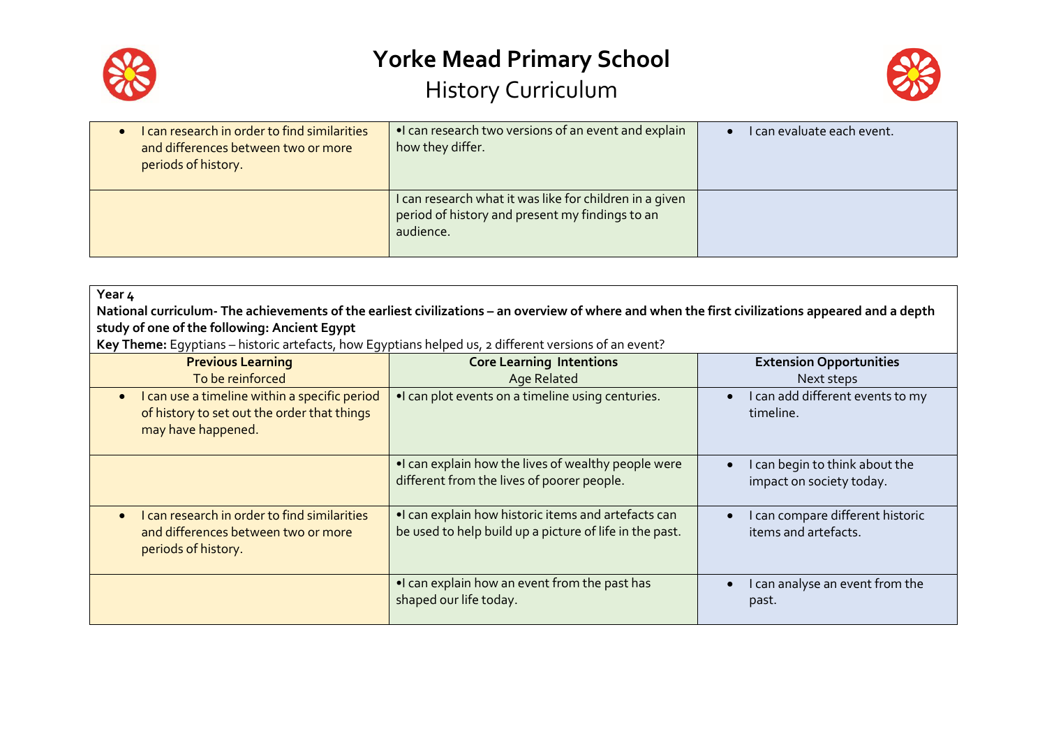# Yorke Mead Primary School

## History Curriculum

| | | |
|---|---|---|
| • I can research in order to find similarities and differences between two or more periods of history. | • I can research two versions of an event and explain how they differ. | • I can evaluate each event. |
| | I can research what it was like for children in a given period of history and present my findings to an audience. | |

**Year 4**

**National curriculum- The achievements of the earliest civilizations – an overview of where and when the first civilizations appeared and a depth study of one of the following: Ancient Egypt**

**Key Theme:** Egyptians – historic artefacts, how Egyptians helped us, 2 different versions of an event?

| **Previous Learning**<br>To be reinforced | **Core Learning Intentions**<br>Age Related | **Extension Opportunities**<br>Next steps |
|---|---|---|
| • I can use a timeline within a specific period of history to set out the order that things may have happened. | • I can plot events on a timeline using centuries. | • I can add different events to my timeline. |
| | • I can explain how the lives of wealthy people were different from the lives of poorer people. | • I can begin to think about the impact on society today. |
| • I can research in order to find similarities and differences between two or more periods of history. | • I can explain how historic items and artefacts can be used to help build up a picture of life in the past. | • I can compare different historic items and artefacts. |
| | • I can explain how an event from the past has shaped our life today. | • I can analyse an event from the past. |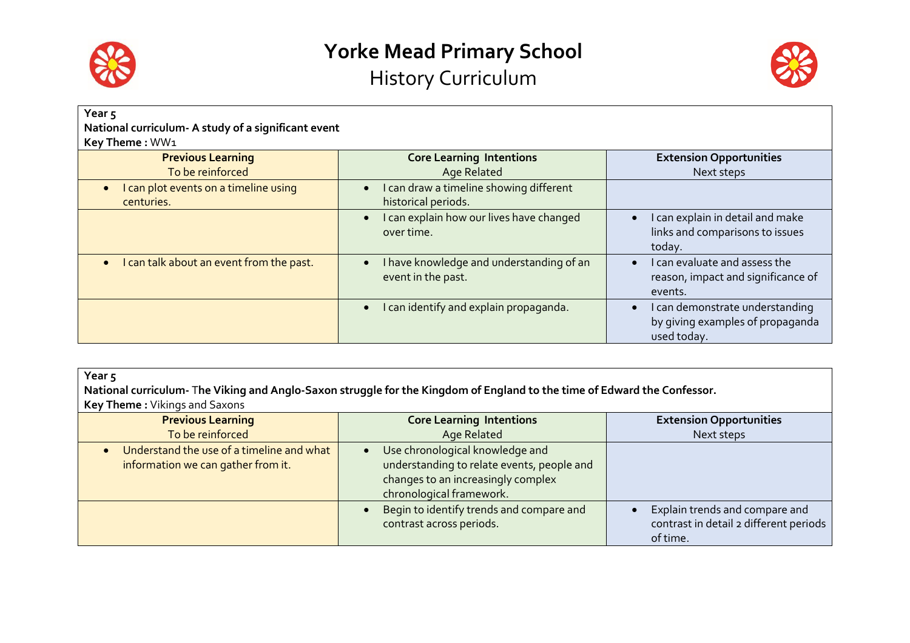# Yorke Mead Primary School

## History Curriculum

**Year 5**
**National curriculum- A study of a significant event**
**Key Theme :** WW1

| **Previous Learning**<br>To be reinforced | **Core Learning Intentions**<br>Age Related | **Extension Opportunities**<br>Next steps |
|---|---|---|
| • I can plot events on a timeline using centuries. | • I can draw a timeline showing different historical periods. | |
| | • I can explain how our lives have changed over time. | • I can explain in detail and make links and comparisons to issues today. |
| • I can talk about an event from the past. | • I have knowledge and understanding of an event in the past. | • I can evaluate and assess the reason, impact and significance of events. |
| | • I can identify and explain propaganda. | • I can demonstrate understanding by giving examples of propaganda used today. |

**Year 5**
**National curriculum- The Viking and Anglo-Saxon struggle for the Kingdom of England to the time of Edward the Confessor.**
**Key Theme :** Vikings and Saxons

| **Previous Learning**<br>To be reinforced | **Core Learning Intentions**<br>Age Related | **Extension Opportunities**<br>Next steps |
|---|---|---|
| • Understand the use of a timeline and what information we can gather from it. | • Use chronological knowledge and understanding to relate events, people and changes to an increasingly complex chronological framework. | |
| | • Begin to identify trends and compare and contrast across periods. | • Explain trends and compare and contrast in detail 2 different periods of time. |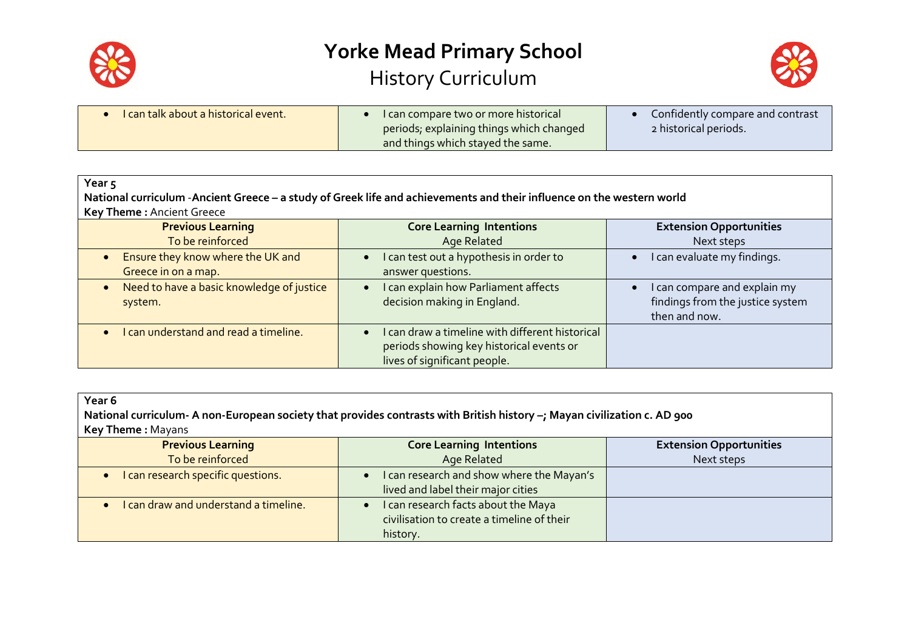# Yorke Mead Primary School

## History Curriculum

| | | |
|---|---|---|
| • I can talk about a historical event. | • I can compare two or more historical periods; explaining things which changed and things which stayed the same. | • Confidently compare and contrast 2 historical periods. |

**Year 5**

**National curriculum** -**Ancient Greece – a study of Greek life and achievements and their influence on the western world**

**Key Theme :** Ancient Greece

| **Previous Learning** To be reinforced | **Core Learning Intentions** Age Related | **Extension Opportunities** Next steps |
|---|---|---|
| • Ensure they know where the UK and Greece in on a map. | • I can test out a hypothesis in order to answer questions. | • I can evaluate my findings. |
| • Need to have a basic knowledge of justice system. | • I can explain how Parliament affects decision making in England. | • I can compare and explain my findings from the justice system then and now. |
| • I can understand and read a timeline. | • I can draw a timeline with different historical periods showing key historical events or lives of significant people. | |

**Year 6**

**National curriculum- A non-European society that provides contrasts with British history –; Mayan civilization c. AD 900**

**Key Theme :** Mayans

| **Previous Learning** To be reinforced | **Core Learning Intentions** Age Related | **Extension Opportunities** Next steps |
|---|---|---|
| • I can research specific questions. | • I can research and show where the Mayan's lived and label their major cities | |
| • I can draw and understand a timeline. | • I can research facts about the Maya civilisation to create a timeline of their history. | |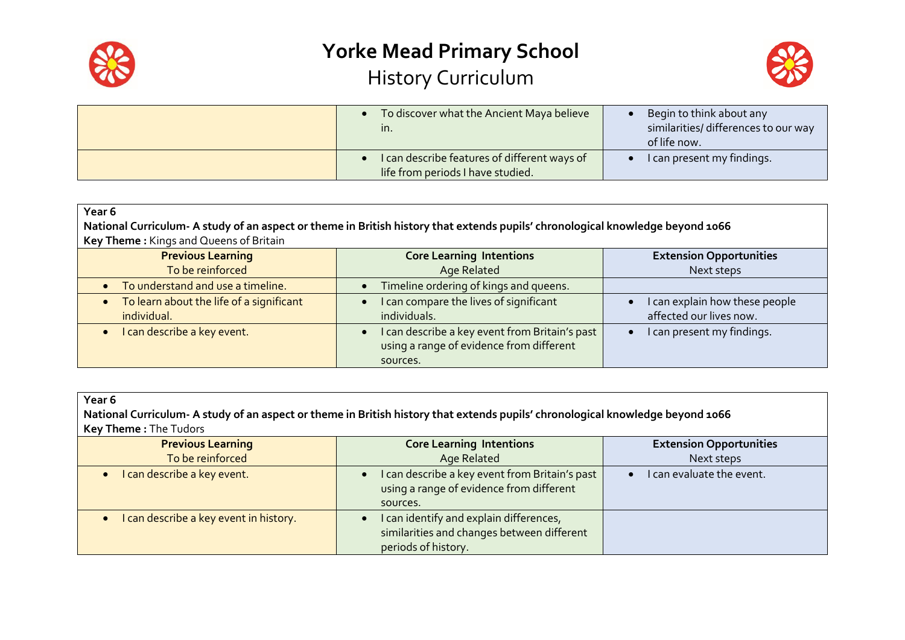# Yorke Mead Primary School

## History Curriculum

| | | |
|---|---|---|
| | • To discover what the Ancient Maya believe in. | • Begin to think about any similarities/ differences to our way of life now. |
| | • I can describe features of different ways of life from periods I have studied. | • I can present my findings. |

**Year 6**
**National Curriculum- A study of an aspect or theme in British history that extends pupils' chronological knowledge beyond 1066**
**Key Theme :** Kings and Queens of Britain

| **Previous Learning** To be reinforced | **Core Learning Intentions** Age Related | **Extension Opportunities** Next steps |
|---|---|---|
| • To understand and use a timeline. | • Timeline ordering of kings and queens. | |
| • To learn about the life of a significant individual. | • I can compare the lives of significant individuals. | • I can explain how these people affected our lives now. |
| • I can describe a key event. | • I can describe a key event from Britain's past using a range of evidence from different sources. | • I can present my findings. |

**Year 6**
**National Curriculum- A study of an aspect or theme in British history that extends pupils' chronological knowledge beyond 1066**
**Key Theme :** The Tudors

| **Previous Learning** To be reinforced | **Core Learning Intentions** Age Related | **Extension Opportunities** Next steps |
|---|---|---|
| • I can describe a key event. | • I can describe a key event from Britain's past using a range of evidence from different sources. | • I can evaluate the event. |
| • I can describe a key event in history. | • I can identify and explain differences, similarities and changes between different periods of history. | |